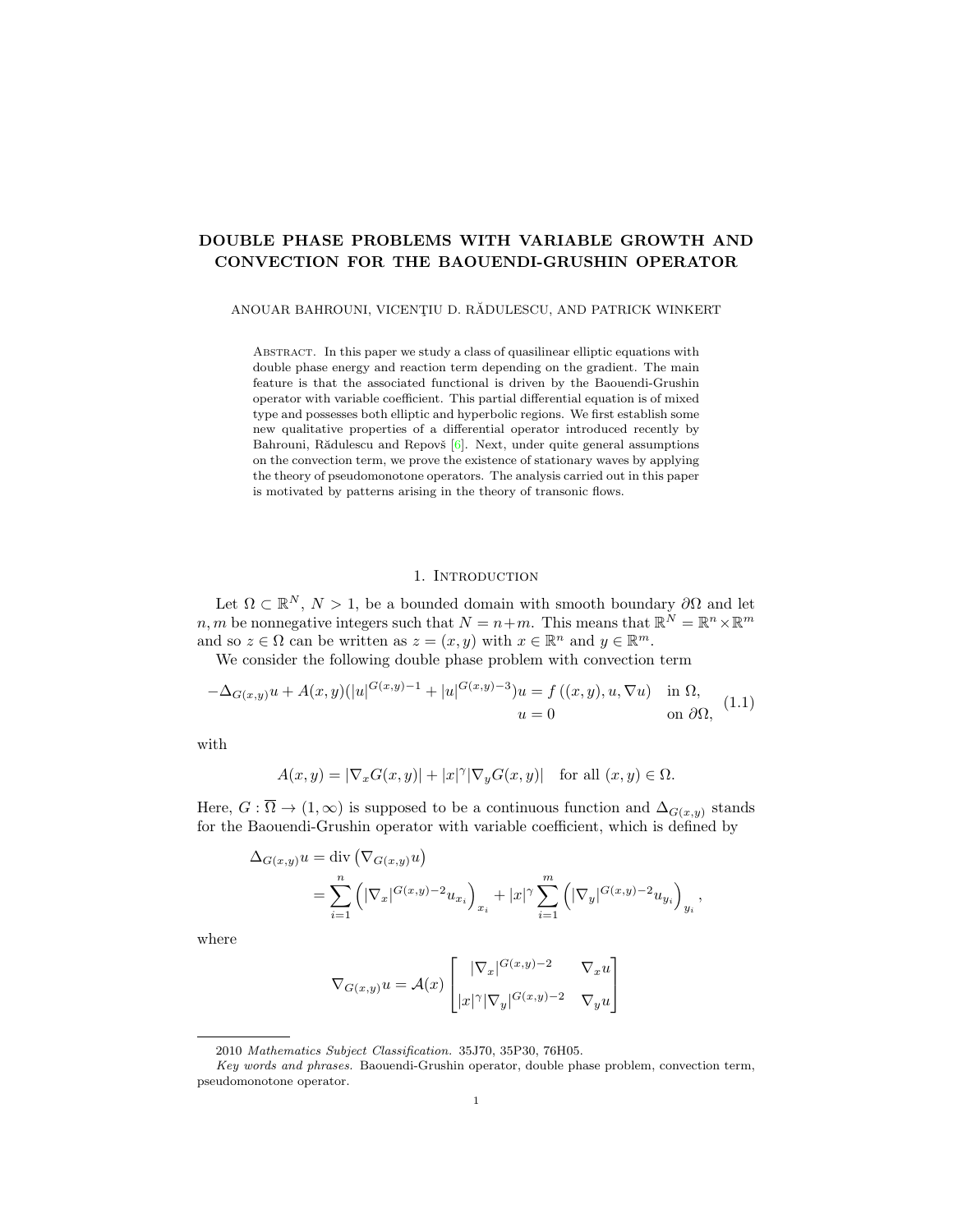# DOUBLE PHASE PROBLEMS WITH VARIABLE GROWTH AND CONVECTION FOR THE BAOUENDI-GRUSHIN OPERATOR

ANOUAR BAHROUNI, VICENŢIU D. RĂDULESCU, AND PATRICK WINKERT

Abstract. In this paper we study a class of quasilinear elliptic equations with double phase energy and reaction term depending on the gradient. The main feature is that the associated functional is driven by the Baouendi-Grushin operator with variable coefficient. This partial differential equation is of mixed type and possesses both elliptic and hyperbolic regions. We first establish some new qualitative properties of a differential operator introduced recently by Bahrouni, Rădulescu and Repovš [6]. Next, under quite general assumptions on the convection term, we prove the existence of stationary waves by applying the theory of pseudomonotone operators. The analysis carried out in this paper is motivated by patterns arising in the theory of transonic flows.

## 1. Introduction

Let $\Omega \subset \mathbb{R}^N$, $N > 1$, be a bounded domain with smooth boundary $\partial\Omega$ and let $n, m$ be nonnegative integers such that $N = n+m$. This means that $\mathbb{R}^N = \mathbb{R}^n \times \mathbb{R}^m$ and so $z \in \Omega$ can be written as $z = (x, y)$ with $x \in \mathbb{R}^n$ and $y \in \mathbb{R}^m$.

We consider the following double phase problem with convection term

$$
\begin{aligned}
-\Delta_{G(x,y)} u + A(x,y)(|u|^{G(x,y)-1} + |u|^{G(x,y)-3})u &= f\left((x,y), u, \nabla u\right) \quad \text{in } \Omega, \\
u &= 0 \quad \text{on } \partial\Omega,
\end{aligned}
\tag{1.1}
$$

with

$$
A(x,y) = |\nabla_x G(x,y)| + |x|^\gamma |\nabla_y G(x,y)| \quad \text{for all } (x,y) \in \Omega.
$$

Here, $G : \overline{\Omega} \to (1, \infty)$ is supposed to be a continuous function and $\Delta_{G(x,y)}$ stands for the Baouendi-Grushin operator with variable coefficient, which is defined by

$$
\begin{aligned}
\Delta_{G(x,y)} u &= \operatorname{div}\left(\nabla_{G(x,y)} u\right) \\
&= \sum_{i=1}^{n} \left( |\nabla_x|^{G(x,y)-2} u_{x_i} \right)_{x_i} + |x|^\gamma \sum_{i=1}^{m} \left( |\nabla_y|^{G(x,y)-2} u_{y_i} \right)_{y_i},
\end{aligned}
$$

where

$$
\nabla_{G(x,y)} u = \mathcal{A}(x) \begin{bmatrix} |\nabla_x|^{G(x,y)-2} & \nabla_x u \\ |x|^\gamma |\nabla_y|^{G(x,y)-2} & \nabla_y u \end{bmatrix}
$$

---

2010 *Mathematics Subject Classification.* 35J70, 35P30, 76H05.

*Key words and phrases.* Baouendi-Grushin operator, double phase problem, convection term, pseudomonotone operator.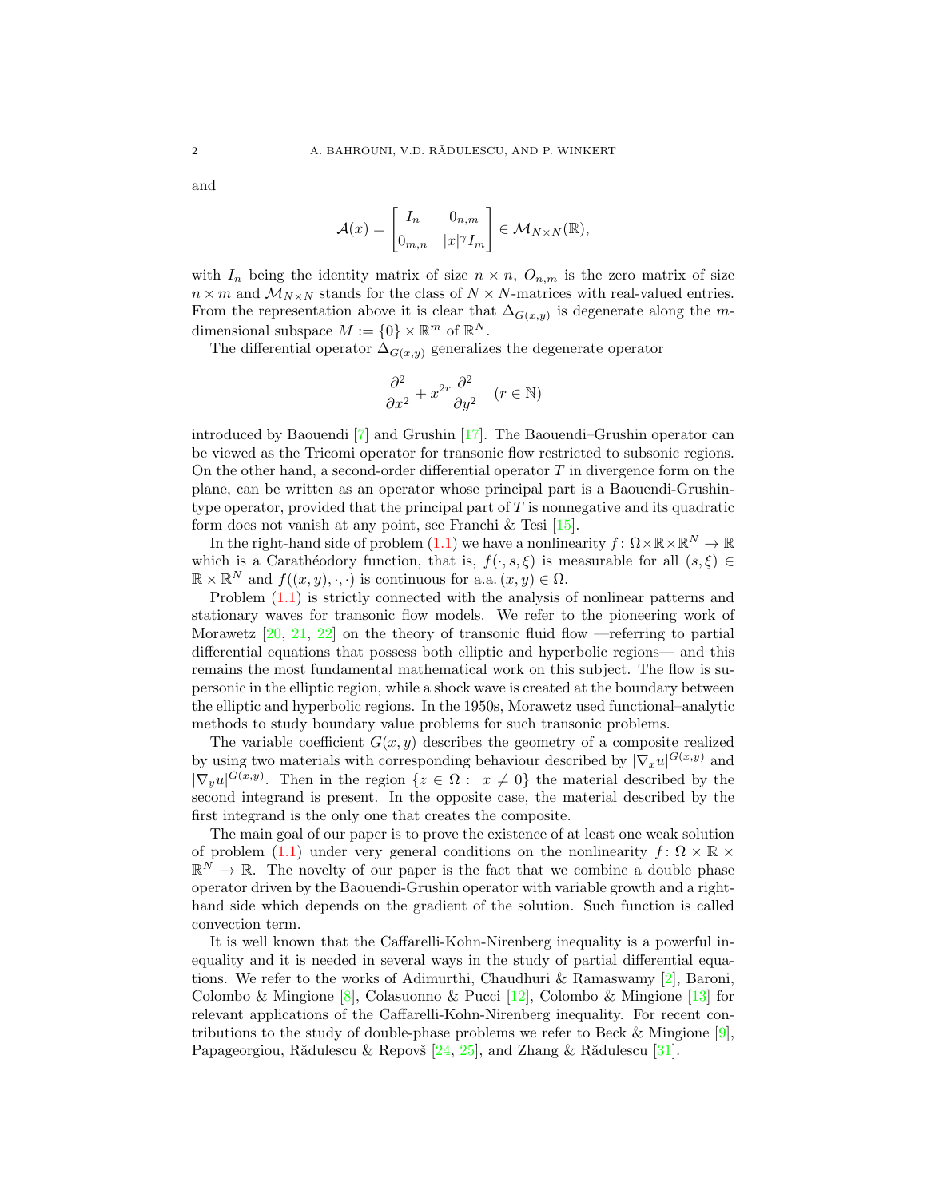and

$$\mathcal{A}(x) = \begin{bmatrix} I_n & 0_{n,m} \\ 0_{m,n} & |x|^\gamma I_m \end{bmatrix} \in \mathcal{M}_{N\times N}(\mathbb{R}),$$

with $I_n$ being the identity matrix of size $n \times n$, $O_{n,m}$ is the zero matrix of size $n \times m$ and $\mathcal{M}_{N\times N}$ stands for the class of $N \times N$-matrices with real-valued entries. From the representation above it is clear that $\Delta_{G(x,y)}$ is degenerate along the $m$-dimensional subspace $M := \{0\} \times \mathbb{R}^m$ of $\mathbb{R}^N$.

The differential operator $\Delta_{G(x,y)}$ generalizes the degenerate operator

$$\frac{\partial^2}{\partial x^2} + x^{2r}\frac{\partial^2}{\partial y^2} \quad (r \in \mathbb{N})$$

introduced by Baouendi [7] and Grushin [17]. The Baouendi–Grushin operator can be viewed as the Tricomi operator for transonic flow restricted to subsonic regions. On the other hand, a second-order differential operator $T$ in divergence form on the plane, can be written as an operator whose principal part is a Baouendi-Grushin-type operator, provided that the principal part of $T$ is nonnegative and its quadratic form does not vanish at any point, see Franchi & Tesi [15].

In the right-hand side of problem (1.1) we have a nonlinearity $f\colon \Omega\times\mathbb{R}\times\mathbb{R}^N \to \mathbb{R}$ which is a Carathéodory function, that is, $f(\cdot, s, \xi)$ is measurable for all $(s, \xi) \in \mathbb{R} \times \mathbb{R}^N$ and $f((x, y), \cdot, \cdot)$ is continuous for a.a. $(x, y) \in \Omega$.

Problem (1.1) is strictly connected with the analysis of nonlinear patterns and stationary waves for transonic flow models. We refer to the pioneering work of Morawetz [20, 21, 22] on the theory of transonic fluid flow —referring to partial differential equations that possess both elliptic and hyperbolic regions— and this remains the most fundamental mathematical work on this subject. The flow is supersonic in the elliptic region, while a shock wave is created at the boundary between the elliptic and hyperbolic regions. In the 1950s, Morawetz used functional–analytic methods to study boundary value problems for such transonic problems.

The variable coefficient $G(x, y)$ describes the geometry of a composite realized by using two materials with corresponding behaviour described by $|\nabla_x u|^{G(x,y)}$ and $|\nabla_y u|^{G(x,y)}$. Then in the region $\{z \in \Omega : \; x \neq 0\}$ the material described by the second integrand is present. In the opposite case, the material described by the first integrand is the only one that creates the composite.

The main goal of our paper is to prove the existence of at least one weak solution of problem (1.1) under very general conditions on the nonlinearity $f\colon \Omega \times \mathbb{R} \times \mathbb{R}^N \to \mathbb{R}$. The novelty of our paper is the fact that we combine a double phase operator driven by the Baouendi-Grushin operator with variable growth and a right-hand side which depends on the gradient of the solution. Such function is called convection term.

It is well known that the Caffarelli-Kohn-Nirenberg inequality is a powerful inequality and it is needed in several ways in the study of partial differential equations. We refer to the works of Adimurthi, Chaudhuri & Ramaswamy [2], Baroni, Colombo & Mingione [8], Colasuonno & Pucci [12], Colombo & Mingione [13] for relevant applications of the Caffarelli-Kohn-Nirenberg inequality. For recent contributions to the study of double-phase problems we refer to Beck & Mingione [9], Papageorgiou, Rădulescu & Repovš [24, 25], and Zhang & Rădulescu [31].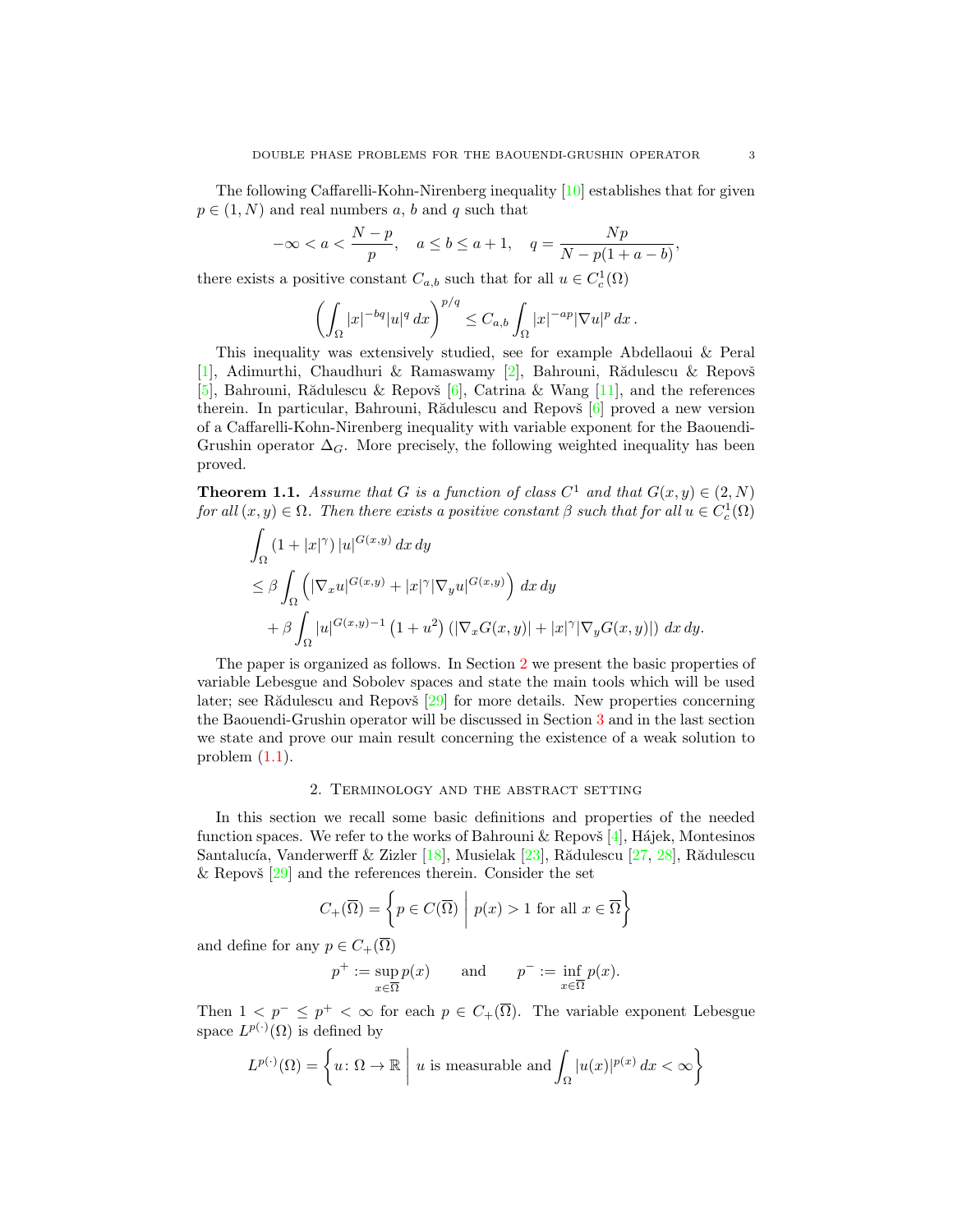The following Caffarelli-Kohn-Nirenberg inequality [10] establishes that for given $p \in (1, N)$ and real numbers $a$, $b$ and $q$ such that

$$-\infty < a < \frac{N-p}{p}, \quad a \leq b \leq a+1, \quad q = \frac{Np}{N - p(1+a-b)},$$

there exists a positive constant $C_{a,b}$ such that for all $u \in C_c^1(\Omega)$

$$\left( \int_\Omega |x|^{-bq} |u|^q \, dx \right)^{p/q} \leq C_{a,b} \int_\Omega |x|^{-ap} |\nabla u|^p \, dx \,.$$

This inequality was extensively studied, see for example Abdellaoui & Peral [1], Adimurthi, Chaudhuri & Ramaswamy [2], Bahrouni, Rădulescu & Repovš [5], Bahrouni, Rădulescu & Repovš [6], Catrina & Wang [11], and the references therein. In particular, Bahrouni, Rădulescu and Repovš [6] proved a new version of a Caffarelli-Kohn-Nirenberg inequality with variable exponent for the Baouendi-Grushin operator $\Delta_G$. More precisely, the following weighted inequality has been proved.

**Theorem 1.1.** *Assume that $G$ is a function of class $C^1$ and that $G(x, y) \in (2, N)$ for all $(x, y) \in \Omega$. Then there exists a positive constant $\beta$ such that for all $u \in C_c^1(\Omega)$*

$$\begin{aligned}
&\int_\Omega (1 + |x|^\gamma) \, |u|^{G(x,y)} \, dx \, dy \\
&\leq \beta \int_\Omega \left( |\nabla_x u|^{G(x,y)} + |x|^\gamma |\nabla_y u|^{G(x,y)} \right) \, dx \, dy \\
&\quad + \beta \int_\Omega |u|^{G(x,y)-1} \left(1 + u^2\right) \left(|\nabla_x G(x,y)| + |x|^\gamma |\nabla_y G(x,y)|\right) \, dx \, dy.
\end{aligned}$$

The paper is organized as follows. In Section 2 we present the basic properties of variable Lebesgue and Sobolev spaces and state the main tools which will be used later; see Rădulescu and Repovš [29] for more details. New properties concerning the Baouendi-Grushin operator will be discussed in Section 3 and in the last section we state and prove our main result concerning the existence of a weak solution to problem (1.1).

## 2. Terminology and the abstract setting

In this section we recall some basic definitions and properties of the needed function spaces. We refer to the works of Bahrouni & Repovš [4], Hájek, Montesinos Santalucía, Vanderwerff & Zizler [18], Musielak [23], Rădulescu [27, 28], Rădulescu & Repovš [29] and the references therein. Consider the set

$$C_+(\overline{\Omega}) = \left\{ p \in C(\overline{\Omega}) \;\middle|\; p(x) > 1 \text{ for all } x \in \overline{\Omega} \right\}$$

and define for any $p \in C_+(\overline{\Omega})$

$$p^+ := \sup_{x \in \overline{\Omega}} p(x) \qquad \text{and} \qquad p^- := \inf_{x \in \overline{\Omega}} p(x).$$

Then $1 < p^- \leq p^+ < \infty$ for each $p \in C_+(\overline{\Omega})$. The variable exponent Lebesgue space $L^{p(\cdot)}(\Omega)$ is defined by

$$L^{p(\cdot)}(\Omega) = \left\{ u \colon \Omega \to \mathbb{R} \;\middle|\; u \text{ is measurable and} \int_\Omega |u(x)|^{p(x)} \, dx < \infty \right\}$$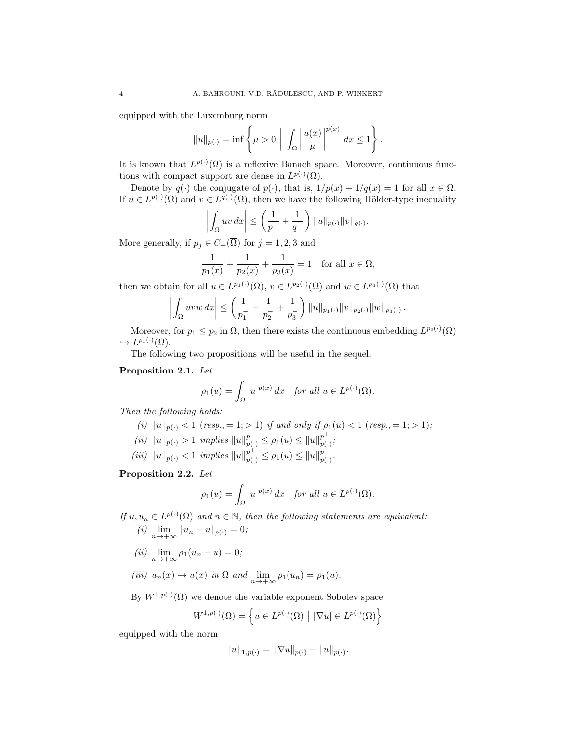equipped with the Luxemburg norm

$$\|u\|_{p(\cdot)} = \inf \left\{ \mu > 0 \;\Big|\; \int_\Omega \left| \frac{u(x)}{\mu} \right|^{p(x)} dx \le 1 \right\}.$$

It is known that $L^{p(\cdot)}(\Omega)$ is a reflexive Banach space. Moreover, continuous functions with compact support are dense in $L^{p(\cdot)}(\Omega)$.

Denote by $q(\cdot)$ the conjugate of $p(\cdot)$, that is, $1/p(x) + 1/q(x) = 1$ for all $x \in \overline{\Omega}$. If $u \in L^{p(\cdot)}(\Omega)$ and $v \in L^{q(\cdot)}(\Omega)$, then we have the following Hölder-type inequality

$$\left| \int_\Omega uv \, dx \right| \le \left( \frac{1}{p^-} + \frac{1}{q^-} \right) \|u\|_{p(\cdot)} \|v\|_{q(\cdot)}.$$

More generally, if $p_j \in C_+(\overline{\Omega})$ for $j = 1, 2, 3$ and

$$\frac{1}{p_1(x)} + \frac{1}{p_2(x)} + \frac{1}{p_3(x)} = 1 \quad \text{for all } x \in \overline{\Omega},$$

then we obtain for all $u \in L^{p_1(\cdot)}(\Omega)$, $v \in L^{p_2(\cdot)}(\Omega)$ and $w \in L^{p_3(\cdot)}(\Omega)$ that

$$\left| \int_\Omega uvw \, dx \right| \le \left( \frac{1}{p_1^-} + \frac{1}{p_2^-} + \frac{1}{p_3^-} \right) \|u\|_{p_1(\cdot)} \|v\|_{p_2(\cdot)} \|w\|_{p_3(\cdot)}.$$

Moreover, for $p_1 \le p_2$ in $\Omega$, then there exists the continuous embedding $L^{p_2(\cdot)}(\Omega) \hookrightarrow L^{p_1(\cdot)}(\Omega)$.

The following two propositions will be useful in the sequel.

**Proposition 2.1.** *Let*

$$\rho_1(u) = \int_\Omega |u|^{p(x)} \, dx \quad \text{for all } u \in L^{p(\cdot)}(\Omega).$$

*Then the following holds:*

*(i)* $\|u\|_{p(\cdot)} < 1$ *(resp.,* $= 1; > 1$*) if and only if* $\rho_1(u) < 1$ *(resp.,* $= 1; > 1$*);*

*(ii)* $\|u\|_{p(\cdot)} > 1$ *implies* $\|u\|_{p(\cdot)}^{p^-} \le \rho_1(u) \le \|u\|_{p(\cdot)}^{p^+}$*;*

*(iii)* $\|u\|_{p(\cdot)} < 1$ *implies* $\|u\|_{p(\cdot)}^{p^+} \le \rho_1(u) \le \|u\|_{p(\cdot)}^{p^-}$*.*

**Proposition 2.2.** *Let*

$$\rho_1(u) = \int_\Omega |u|^{p(x)} \, dx \quad \text{for all } u \in L^{p(\cdot)}(\Omega).$$

*If* $u, u_n \in L^{p(\cdot)}(\Omega)$ *and* $n \in \mathbb{N}$*, then the following statements are equivalent:*

*(i)* $\lim\limits_{n \to +\infty} \|u_n - u\|_{p(\cdot)} = 0$*;*

*(ii)* $\lim\limits_{n \to +\infty} \rho_1(u_n - u) = 0$*;*

*(iii)* $u_n(x) \to u(x)$ *in* $\Omega$ *and* $\lim\limits_{n \to +\infty} \rho_1(u_n) = \rho_1(u)$*.*

By $W^{1,p(\cdot)}(\Omega)$ we denote the variable exponent Sobolev space

$$W^{1,p(\cdot)}(\Omega) = \left\{ u \in L^{p(\cdot)}(\Omega) \;\Big|\; |\nabla u| \in L^{p(\cdot)}(\Omega) \right\}$$

equipped with the norm

$$\|u\|_{1,p(\cdot)} = \|\nabla u\|_{p(\cdot)} + \|u\|_{p(\cdot)}.$$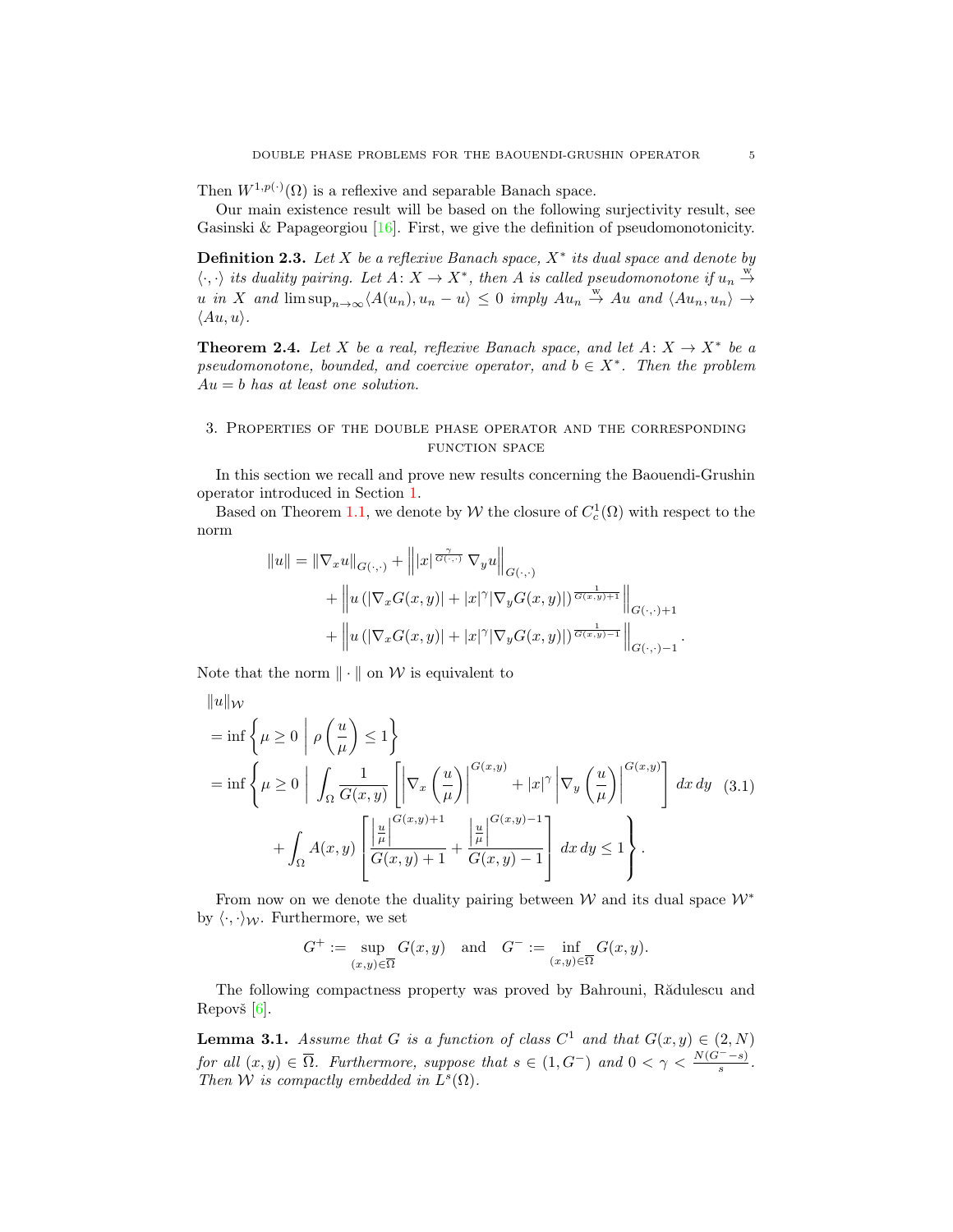Then $W^{1,p(\cdot)}(\Omega)$ is a reflexive and separable Banach space.

Our main existence result will be based on the following surjectivity result, see Gasinski & Papageorgiou [16]. First, we give the definition of pseudomonotonicity.

**Definition 2.3.** *Let $X$ be a reflexive Banach space, $X^*$ its dual space and denote by $\langle \cdot, \cdot \rangle$ its duality pairing. Let $A\colon X \to X^*$, then $A$ is called pseudomonotone if $u_n \overset{\text{w}}{\to} u$ in $X$ and $\limsup_{n\to\infty} \langle A(u_n), u_n - u\rangle \leq 0$ imply $Au_n \overset{\text{w}}{\to} Au$ and $\langle Au_n, u_n\rangle \to \langle Au, u\rangle$.*

**Theorem 2.4.** *Let $X$ be a real, reflexive Banach space, and let $A\colon X \to X^*$ be a pseudomonotone, bounded, and coercive operator, and $b \in X^*$. Then the problem $Au = b$ has at least one solution.*

## 3. Properties of the double phase operator and the corresponding function space

In this section we recall and prove new results concerning the Baouendi-Grushin operator introduced in Section 1.

Based on Theorem 1.1, we denote by $\mathcal{W}$ the closure of $C_c^1(\Omega)$ with respect to the norm

$$
\begin{aligned}
\|u\| = \|\nabla_x u\|_{G(\cdot,\cdot)} &+ \left\| |x|^{\frac{\gamma}{G(\cdot,\cdot)}} \nabla_y u \right\|_{G(\cdot,\cdot)} \\
&+ \left\| u \left( |\nabla_x G(x,y)| + |x|^{\gamma} |\nabla_y G(x,y)| \right)^{\frac{1}{G(x,y)+1}} \right\|_{G(\cdot,\cdot)+1} \\
&+ \left\| u \left( |\nabla_x G(x,y)| + |x|^{\gamma} |\nabla_y G(x,y)| \right)^{\frac{1}{G(x,y)-1}} \right\|_{G(\cdot,\cdot)-1}.
\end{aligned}
$$

Note that the norm $\|\cdot\|$ on $\mathcal{W}$ is equivalent to

$$
\begin{aligned}
&\|u\|_{\mathcal{W}} \\
&= \inf \left\{ \mu \geq 0 \;\middle|\; \rho\left(\frac{u}{\mu}\right) \leq 1 \right\} \\
&= \inf \left\{ \mu \geq 0 \;\middle|\; \int_\Omega \frac{1}{G(x,y)} \left[ \left| \nabla_x \left(\frac{u}{\mu}\right) \right|^{G(x,y)} + |x|^{\gamma} \left| \nabla_y \left(\frac{u}{\mu}\right) \right|^{G(x,y)} \right] dx\,dy \right. \qquad (3.1) \\
&\qquad \left. + \int_\Omega A(x,y) \left[ \frac{\left|\frac{u}{\mu}\right|^{G(x,y)+1}}{G(x,y)+1} + \frac{\left|\frac{u}{\mu}\right|^{G(x,y)-1}}{G(x,y)-1} \right] dx\,dy \leq 1 \right\}.
\end{aligned}
$$

From now on we denote the duality pairing between $\mathcal{W}$ and its dual space $\mathcal{W}^*$ by $\langle \cdot, \cdot \rangle_{\mathcal{W}}$. Furthermore, we set

$$
G^+ := \sup_{(x,y)\in\overline{\Omega}} G(x,y) \quad \text{and} \quad G^- := \inf_{(x,y)\in\overline{\Omega}} G(x,y).
$$

The following compactness property was proved by Bahrouni, Rădulescu and Repovš [6].

**Lemma 3.1.** *Assume that $G$ is a function of class $C^1$ and that $G(x,y) \in (2,N)$ for all $(x,y) \in \overline{\Omega}$. Furthermore, suppose that $s \in (1, G^-)$ and $0 < \gamma < \frac{N(G^- - s)}{s}$. Then $\mathcal{W}$ is compactly embedded in $L^s(\Omega)$.*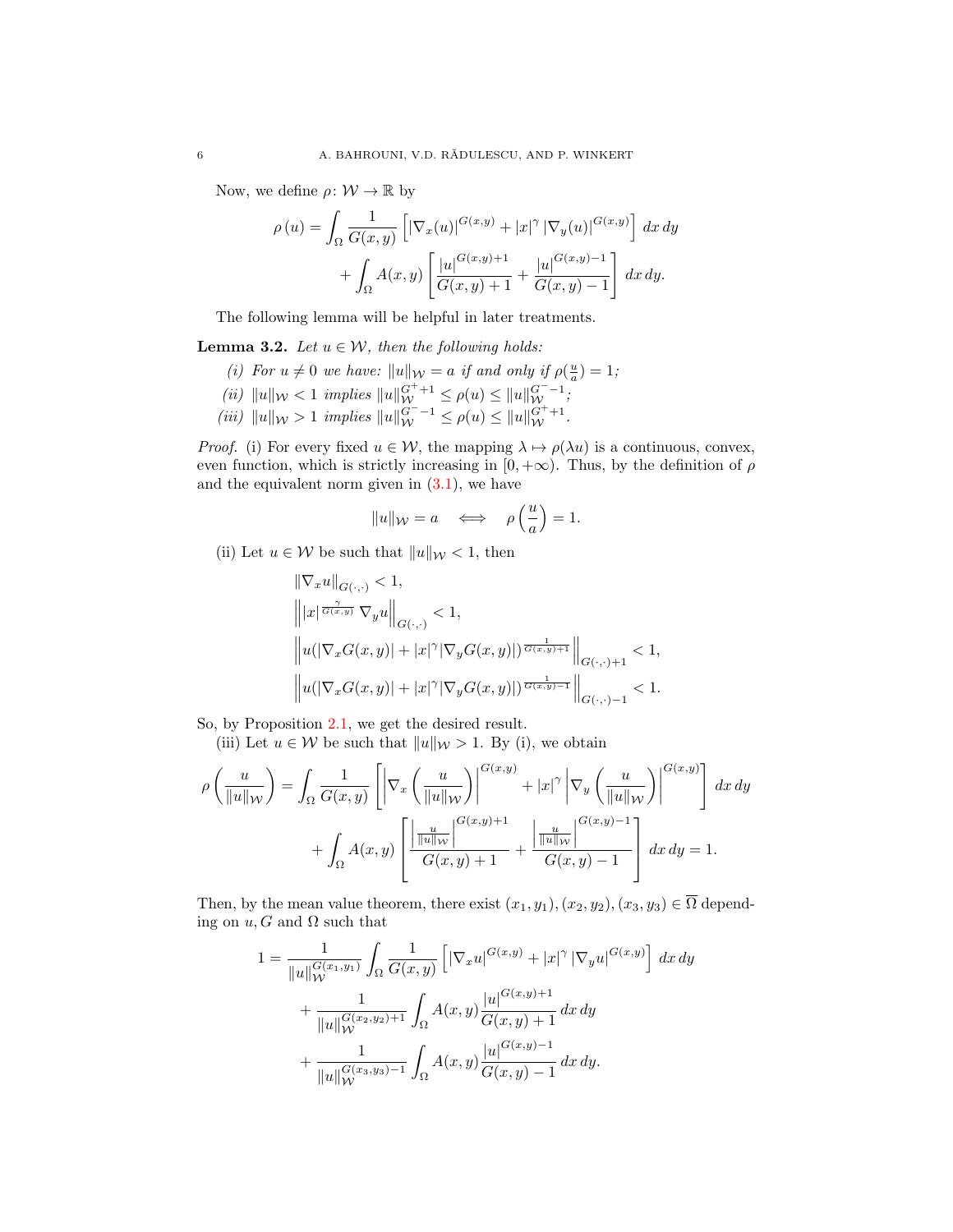Now, we define $\rho\colon \mathcal{W} \to \mathbb{R}$ by

$$\rho(u) = \int_\Omega \frac{1}{G(x,y)} \left[ |\nabla_x (u)|^{G(x,y)} + |x|^\gamma |\nabla_y (u)|^{G(x,y)} \right] dx\, dy + \int_\Omega A(x,y) \left[ \frac{|u|^{G(x,y)+1}}{G(x,y)+1} + \frac{|u|^{G(x,y)-1}}{G(x,y)-1} \right] dx\, dy.$$

The following lemma will be helpful in later treatments.

**Lemma 3.2.** *Let $u \in \mathcal{W}$, then the following holds:*

*(i) For $u \neq 0$ we have: $\|u\|_{\mathcal{W}} = a$ if and only if $\rho(\frac{u}{a}) = 1$;*

*(ii) $\|u\|_{\mathcal{W}} < 1$ implies $\|u\|_{\mathcal{W}}^{G^+ + 1} \le \rho(u) \le \|u\|_{\mathcal{W}}^{G^- - 1}$;*

*(iii) $\|u\|_{\mathcal{W}} > 1$ implies $\|u\|_{\mathcal{W}}^{G^- - 1} \le \rho(u) \le \|u\|_{\mathcal{W}}^{G^+ + 1}$.*

*Proof.* (i) For every fixed $u \in \mathcal{W}$, the mapping $\lambda \mapsto \rho(\lambda u)$ is a continuous, convex, even function, which is strictly increasing in $[0, +\infty)$. Thus, by the definition of $\rho$ and the equivalent norm given in (3.1), we have

$$\|u\|_{\mathcal{W}} = a \quad \Longleftrightarrow \quad \rho\left(\frac{u}{a}\right) = 1.$$

(ii) Let $u \in \mathcal{W}$ be such that $\|u\|_{\mathcal{W}} < 1$, then

$$\begin{aligned}
&\|\nabla_x u\|_{G(\cdot,\cdot)} < 1,\\
&\left\| |x|^{\frac{\gamma}{G(x,y)}} \nabla_y u \right\|_{G(\cdot,\cdot)} < 1,\\
&\left\| u(|\nabla_x G(x,y)| + |x|^\gamma |\nabla_y G(x,y)|)^{\frac{1}{G(x,y)+1}} \right\|_{G(\cdot,\cdot)+1} < 1,\\
&\left\| u(|\nabla_x G(x,y)| + |x|^\gamma |\nabla_y G(x,y)|)^{\frac{1}{G(x,y)-1}} \right\|_{G(\cdot,\cdot)-1} < 1.
\end{aligned}$$

So, by Proposition 2.1, we get the desired result.

(iii) Let $u \in \mathcal{W}$ be such that $\|u\|_{\mathcal{W}} > 1$. By (i), we obtain

$$\rho\left(\frac{u}{\|u\|_{\mathcal{W}}}\right) = \int_\Omega \frac{1}{G(x,y)} \left[ \left|\nabla_x \left(\frac{u}{\|u\|_{\mathcal{W}}}\right)\right|^{G(x,y)} + |x|^\gamma \left|\nabla_y \left(\frac{u}{\|u\|_{\mathcal{W}}}\right)\right|^{G(x,y)} \right] dx\, dy + \int_\Omega A(x,y) \left[ \frac{\left|\frac{u}{\|u\|_{\mathcal{W}}}\right|^{G(x,y)+1}}{G(x,y)+1} + \frac{\left|\frac{u}{\|u\|_{\mathcal{W}}}\right|^{G(x,y)-1}}{G(x,y)-1} \right] dx\, dy = 1.$$

Then, by the mean value theorem, there exist $(x_1,y_1), (x_2,y_2), (x_3,y_3) \in \overline{\Omega}$ depending on $u, G$ and $\Omega$ such that

$$\begin{aligned}
1 = &\frac{1}{\|u\|_{\mathcal{W}}^{G(x_1,y_1)}} \int_\Omega \frac{1}{G(x,y)} \left[ |\nabla_x u|^{G(x,y)} + |x|^\gamma |\nabla_y u|^{G(x,y)} \right] dx\, dy\\
&+ \frac{1}{\|u\|_{\mathcal{W}}^{G(x_2,y_2)+1}} \int_\Omega A(x,y) \frac{|u|^{G(x,y)+1}}{G(x,y)+1}\, dx\, dy\\
&+ \frac{1}{\|u\|_{\mathcal{W}}^{G(x_3,y_3)-1}} \int_\Omega A(x,y) \frac{|u|^{G(x,y)-1}}{G(x,y)-1}\, dx\, dy.
\end{aligned}$$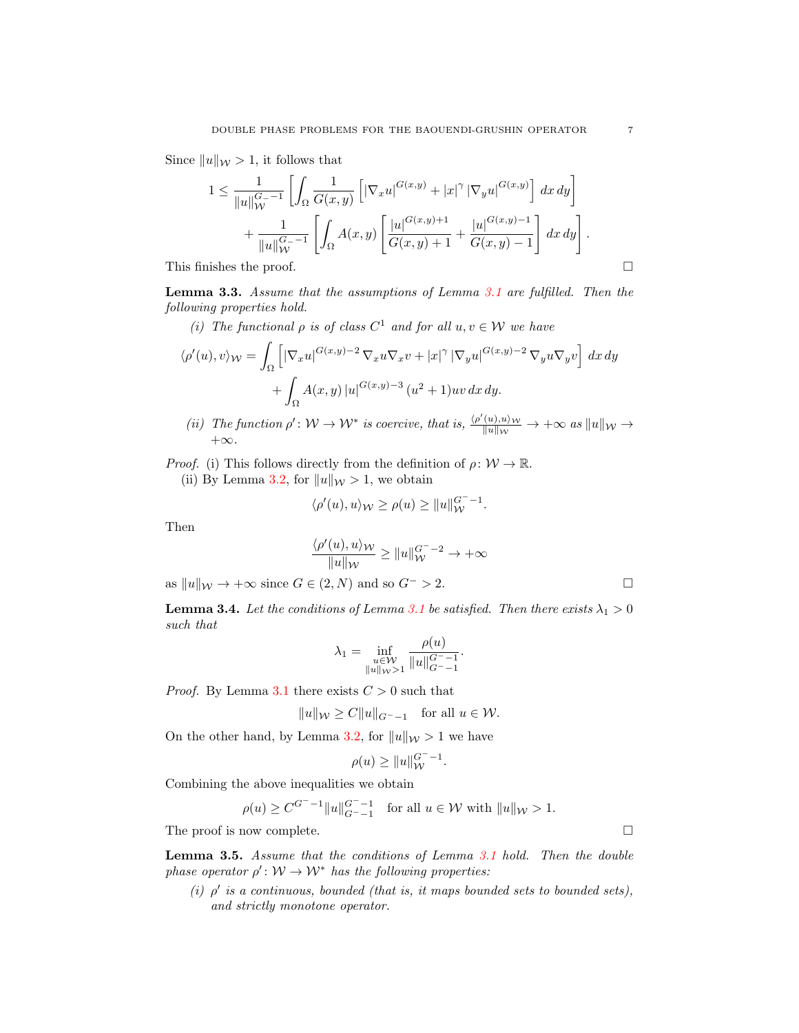Since $\|u\|_{\mathcal{W}} > 1$, it follows that

$$1 \le \frac{1}{\|u\|_{\mathcal{W}}^{G_- -1}} \left[ \int_\Omega \frac{1}{G(x,y)} \left[ |\nabla_x u|^{G(x,y)} + |x|^\gamma |\nabla_y u|^{G(x,y)} \right] dx\, dy \right]$$
$$+ \frac{1}{\|u\|_{\mathcal{W}}^{G_- -1}} \left[ \int_\Omega A(x,y) \left[ \frac{|u|^{G(x,y)+1}}{G(x,y)+1} + \frac{|u|^{G(x,y)-1}}{G(x,y)-1} \right] dx\, dy \right].$$

This finishes the proof. □

**Lemma 3.3.** *Assume that the assumptions of Lemma 3.1 are fulfilled. Then the following properties hold.*

*(i) The functional $\rho$ is of class $C^1$ and for all $u, v \in \mathcal{W}$ we have*

$$\langle \rho'(u), v \rangle_{\mathcal{W}} = \int_\Omega \left[ |\nabla_x u|^{G(x,y)-2} \nabla_x u \nabla_x v + |x|^\gamma |\nabla_y u|^{G(x,y)-2} \nabla_y u \nabla_y v \right] dx\, dy$$
$$+ \int_\Omega A(x,y) |u|^{G(x,y)-3} (u^2+1) uv \, dx\, dy.$$

*(ii) The function $\rho' \colon \mathcal{W} \to \mathcal{W}^*$ is coercive, that is, $\frac{\langle \rho'(u), u \rangle_{\mathcal{W}}}{\|u\|_{\mathcal{W}}} \to +\infty$ as $\|u\|_{\mathcal{W}} \to +\infty$.*

*Proof.* (i) This follows directly from the definition of $\rho \colon \mathcal{W} \to \mathbb{R}$.

(ii) By Lemma 3.2, for $\|u\|_{\mathcal{W}} > 1$, we obtain

$$\langle \rho'(u), u \rangle_{\mathcal{W}} \ge \rho(u) \ge \|u\|_{\mathcal{W}}^{G^- -1}.$$

Then

$$\frac{\langle \rho'(u), u \rangle_{\mathcal{W}}}{\|u\|_{\mathcal{W}}} \ge \|u\|_{\mathcal{W}}^{G^- -2} \to +\infty$$

as $\|u\|_{\mathcal{W}} \to +\infty$ since $G \in (2, N)$ and so $G^- > 2$. □

**Lemma 3.4.** *Let the conditions of Lemma 3.1 be satisfied. Then there exists $\lambda_1 > 0$ such that*

$$\lambda_1 = \inf_{\substack{u \in \mathcal{W} \\ \|u\|_{\mathcal{W}} > 1}} \frac{\rho(u)}{\|u\|_{G^- -1}^{G^- -1}}.$$

*Proof.* By Lemma 3.1 there exists $C > 0$ such that

$$\|u\|_{\mathcal{W}} \ge C \|u\|_{G^- -1} \quad \text{for all } u \in \mathcal{W}.$$

On the other hand, by Lemma 3.2, for $\|u\|_{\mathcal{W}} > 1$ we have

$$\rho(u) \ge \|u\|_{\mathcal{W}}^{G^- -1}.$$

Combining the above inequalities we obtain

$$\rho(u) \ge C^{G^- -1} \|u\|_{G^- -1}^{G^- -1} \quad \text{for all } u \in \mathcal{W} \text{ with } \|u\|_{\mathcal{W}} > 1.$$

The proof is now complete. □

**Lemma 3.5.** *Assume that the conditions of Lemma 3.1 hold. Then the double phase operator $\rho' \colon \mathcal{W} \to \mathcal{W}^*$ has the following properties:*

*(i) $\rho'$ is a continuous, bounded (that is, it maps bounded sets to bounded sets), and strictly monotone operator.*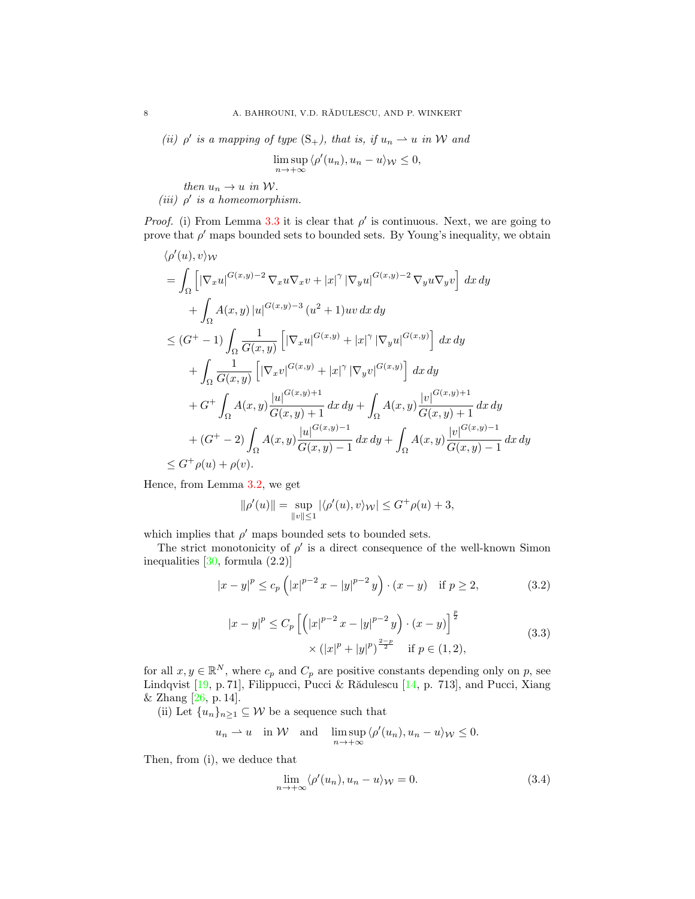*(ii) $\rho'$ is a mapping of type $(\mathrm{S}_+)$, that is, if $u_n \rightharpoonup u$ in $\mathcal{W}$ and*

$$\limsup_{n\to+\infty} \langle \rho'(u_n), u_n - u\rangle_{\mathcal{W}} \leq 0,$$

*then $u_n \to u$ in $\mathcal{W}$.*

*(iii) $\rho'$ is a homeomorphism.*

*Proof.* (i) From Lemma 3.3 it is clear that $\rho'$ is continuous. Next, we are going to prove that $\rho'$ maps bounded sets to bounded sets. By Young's inequality, we obtain

$$\begin{aligned}
&\langle \rho'(u), v\rangle_{\mathcal{W}}\\
&= \int_\Omega \left[ |\nabla_x u|^{G(x,y)-2} \nabla_x u \nabla_x v + |x|^\gamma |\nabla_y u|^{G(x,y)-2} \nabla_y u \nabla_y v \right] dx\, dy\\
&\quad + \int_\Omega A(x,y) |u|^{G(x,y)-3} (u^2+1) uv \, dx\, dy\\
&\leq (G^+ - 1) \int_\Omega \frac{1}{G(x,y)} \left[ |\nabla_x u|^{G(x,y)} + |x|^\gamma |\nabla_y u|^{G(x,y)} \right] dx\, dy\\
&\quad + \int_\Omega \frac{1}{G(x,y)} \left[ |\nabla_x v|^{G(x,y)} + |x|^\gamma |\nabla_y v|^{G(x,y)} \right] dx\, dy\\
&\quad + G^+ \int_\Omega A(x,y) \frac{|u|^{G(x,y)+1}}{G(x,y)+1} \, dx\, dy + \int_\Omega A(x,y) \frac{|v|^{G(x,y)+1}}{G(x,y)+1} \, dx\, dy\\
&\quad + (G^+ - 2) \int_\Omega A(x,y) \frac{|u|^{G(x,y)-1}}{G(x,y)-1} \, dx\, dy + \int_\Omega A(x,y) \frac{|v|^{G(x,y)-1}}{G(x,y)-1} \, dx\, dy\\
&\leq G^+ \rho(u) + \rho(v).
\end{aligned}$$

Hence, from Lemma 3.2, we get

$$\|\rho'(u)\| = \sup_{\|v\|\leq 1} |\langle \rho'(u), v\rangle_{\mathcal{W}}| \leq G^+ \rho(u) + 3,$$

which implies that $\rho'$ maps bounded sets to bounded sets.

The strict monotonicity of $\rho'$ is a direct consequence of the well-known Simon inequalities [30, formula (2.2)]

$$|x-y|^p \leq c_p \left( |x|^{p-2} x - |y|^{p-2} y \right) \cdot (x-y) \quad \text{if } p \geq 2, \tag{3.2}$$

$$\begin{aligned}
|x-y|^p \leq C_p \Big[ \left( |x|^{p-2} x - |y|^{p-2} y \right) \cdot (x-y) \Big]^{\frac{p}{2}}&\\
\times \left( |x|^p + |y|^p \right)^{\frac{2-p}{2}} \quad \text{if } p \in (1,2),&
\end{aligned} \tag{3.3}$$

for all $x, y \in \mathbb{R}^N$, where $c_p$ and $C_p$ are positive constants depending only on $p$, see Lindqvist [19, p. 71], Filippucci, Pucci & Rădulescu [14, p. 713], and Pucci, Xiang & Zhang [26, p. 14].

(ii) Let $\{u_n\}_{n\geq 1} \subseteq \mathcal{W}$ be a sequence such that

$$u_n \rightharpoonup u \quad \text{in } \mathcal{W} \quad \text{and} \quad \limsup_{n\to+\infty} \langle \rho'(u_n), u_n - u\rangle_{\mathcal{W}} \leq 0.$$

Then, from (i), we deduce that

$$\lim_{n\to+\infty} \langle \rho'(u_n), u_n - u\rangle_{\mathcal{W}} = 0. \tag{3.4}$$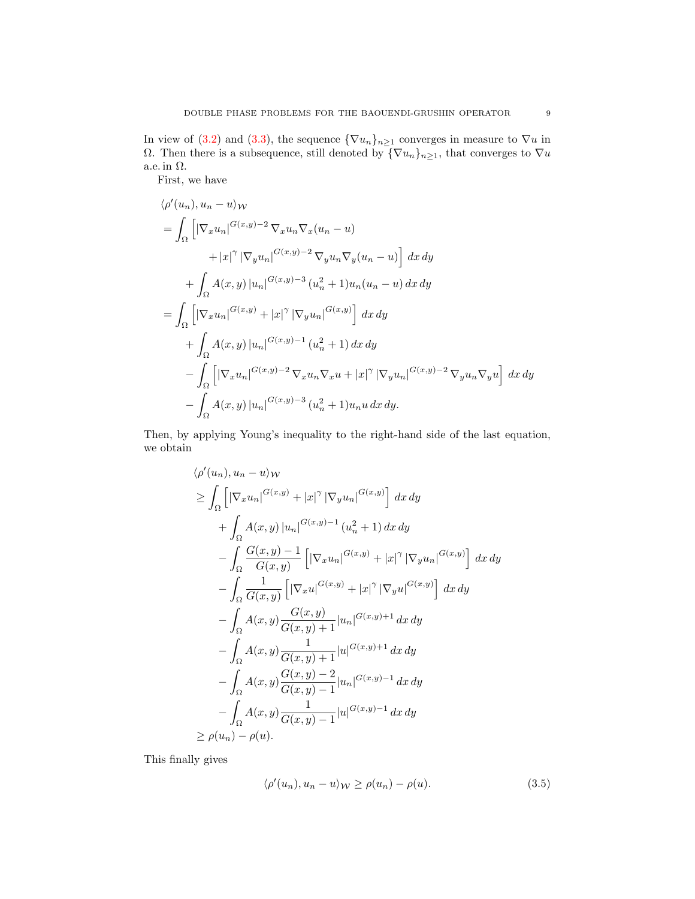In view of (3.2) and (3.3), the sequence $\{\nabla u_n\}_{n\geq 1}$ converges in measure to $\nabla u$ in $\Omega$. Then there is a subsequence, still denoted by $\{\nabla u_n\}_{n\geq 1}$, that converges to $\nabla u$ a.e. in $\Omega$.

First, we have

$$
\begin{aligned}
&\langle \rho'(u_n), u_n - u\rangle_{\mathcal{W}} \\
&= \int_\Omega \Big[ |\nabla_x u_n|^{G(x,y)-2} \nabla_x u_n \nabla_x (u_n - u) \\
&\qquad\qquad + |x|^\gamma |\nabla_y u_n|^{G(x,y)-2} \nabla_y u_n \nabla_y (u_n - u) \Big] \, dx\, dy \\
&\quad + \int_\Omega A(x,y) |u_n|^{G(x,y)-3} (u_n^2 + 1) u_n (u_n - u) \, dx\, dy \\
&= \int_\Omega \Big[ |\nabla_x u_n|^{G(x,y)} + |x|^\gamma |\nabla_y u_n|^{G(x,y)} \Big] \, dx\, dy \\
&\quad + \int_\Omega A(x,y) |u_n|^{G(x,y)-1} (u_n^2 + 1) \, dx\, dy \\
&\quad - \int_\Omega \Big[ |\nabla_x u_n|^{G(x,y)-2} \nabla_x u_n \nabla_x u + |x|^\gamma |\nabla_y u_n|^{G(x,y)-2} \nabla_y u_n \nabla_y u \Big] \, dx\, dy \\
&\quad - \int_\Omega A(x,y) |u_n|^{G(x,y)-3} (u_n^2 + 1) u_n u \, dx\, dy.
\end{aligned}
$$

Then, by applying Young's inequality to the right-hand side of the last equation, we obtain

$$
\begin{aligned}
&\langle \rho'(u_n), u_n - u\rangle_{\mathcal{W}} \\
&\geq \int_\Omega \Big[ |\nabla_x u_n|^{G(x,y)} + |x|^\gamma |\nabla_y u_n|^{G(x,y)} \Big] \, dx\, dy \\
&\quad + \int_\Omega A(x,y) |u_n|^{G(x,y)-1} (u_n^2 + 1) \, dx\, dy \\
&\quad - \int_\Omega \frac{G(x,y) - 1}{G(x,y)} \Big[ |\nabla_x u_n|^{G(x,y)} + |x|^\gamma |\nabla_y u_n|^{G(x,y)} \Big] \, dx\, dy \\
&\quad - \int_\Omega \frac{1}{G(x,y)} \Big[ |\nabla_x u|^{G(x,y)} + |x|^\gamma |\nabla_y u|^{G(x,y)} \Big] \, dx\, dy \\
&\quad - \int_\Omega A(x,y) \frac{G(x,y)}{G(x,y)+1} |u_n|^{G(x,y)+1} \, dx\, dy \\
&\quad - \int_\Omega A(x,y) \frac{1}{G(x,y)+1} |u|^{G(x,y)+1} \, dx\, dy \\
&\quad - \int_\Omega A(x,y) \frac{G(x,y)-2}{G(x,y)-1} |u_n|^{G(x,y)-1} \, dx\, dy \\
&\quad - \int_\Omega A(x,y) \frac{1}{G(x,y)-1} |u|^{G(x,y)-1} \, dx\, dy \\
&\geq \rho(u_n) - \rho(u).
\end{aligned}
$$

This finally gives

$$
\langle \rho'(u_n), u_n - u\rangle_{\mathcal{W}} \geq \rho(u_n) - \rho(u). \tag{3.5}
$$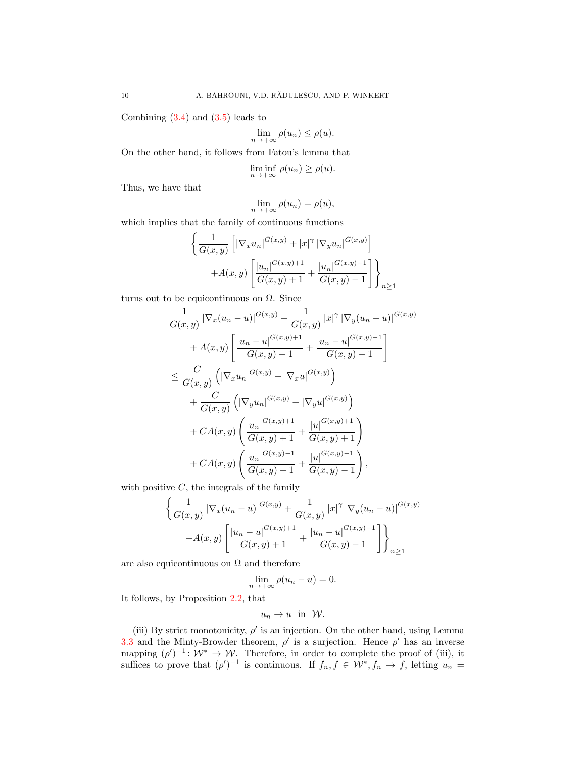Combining (3.4) and (3.5) leads to

$$\lim_{n\to+\infty} \rho(u_n) \leq \rho(u).$$

On the other hand, it follows from Fatou's lemma that

$$\liminf_{n\to+\infty} \rho(u_n) \geq \rho(u).$$

Thus, we have that

$$\lim_{n\to+\infty} \rho(u_n) = \rho(u),$$

which implies that the family of continuous functions

$$\begin{aligned}
\Bigg\{ \frac{1}{G(x,y)} \left[ |\nabla_x u_n|^{G(x,y)} + |x|^\gamma \, |\nabla_y u_n|^{G(x,y)} \right] \\
+A(x,y) \left[ \frac{|u_n|^{G(x,y)+1}}{G(x,y)+1} + \frac{|u_n|^{G(x,y)-1}}{G(x,y)-1} \right] \Bigg\}_{n\geq 1}
\end{aligned}$$

turns out to be equicontinuous on $\Omega$. Since

$$\begin{aligned}
&\frac{1}{G(x,y)} \, |\nabla_x (u_n - u)|^{G(x,y)} + \frac{1}{G(x,y)} \, |x|^\gamma \, |\nabla_y (u_n - u)|^{G(x,y)} \\
&\quad + A(x,y) \left[ \frac{|u_n - u|^{G(x,y)+1}}{G(x,y)+1} + \frac{|u_n - u|^{G(x,y)-1}}{G(x,y)-1} \right] \\
&\leq \frac{C}{G(x,y)} \left( |\nabla_x u_n|^{G(x,y)} + |\nabla_x u|^{G(x,y)} \right) \\
&\quad + \frac{C}{G(x,y)} \left( |\nabla_y u_n|^{G(x,y)} + |\nabla_y u|^{G(x,y)} \right) \\
&\quad + CA(x,y) \left( \frac{|u_n|^{G(x,y)+1}}{G(x,y)+1} + \frac{|u|^{G(x,y)+1}}{G(x,y)+1} \right) \\
&\quad + CA(x,y) \left( \frac{|u_n|^{G(x,y)-1}}{G(x,y)-1} + \frac{|u|^{G(x,y)-1}}{G(x,y)-1} \right),
\end{aligned}$$

with positive $C$, the integrals of the family

$$\begin{aligned}
\Bigg\{ \frac{1}{G(x,y)} \, |\nabla_x (u_n - u)|^{G(x,y)} + \frac{1}{G(x,y)} \, |x|^\gamma \, |\nabla_y (u_n - u)|^{G(x,y)} \\
+A(x,y) \left[ \frac{|u_n - u|^{G(x,y)+1}}{G(x,y)+1} + \frac{|u_n - u|^{G(x,y)-1}}{G(x,y)-1} \right] \Bigg\}_{n\geq 1}
\end{aligned}$$

are also equicontinuous on $\Omega$ and therefore

$$\lim_{n\to+\infty} \rho(u_n - u) = 0.$$

It follows, by Proposition 2.2, that

$$u_n \to u \ \text{ in } \ \mathcal{W}.$$

(iii) By strict monotonicity, $\rho'$ is an injection. On the other hand, using Lemma 3.3 and the Minty-Browder theorem, $\rho'$ is a surjection. Hence $\rho'$ has an inverse mapping $(\rho')^{-1}\colon \mathcal{W}^* \to \mathcal{W}$. Therefore, in order to complete the proof of (iii), it suffices to prove that $(\rho')^{-1}$ is continuous. If $f_n, f \in \mathcal{W}^*, f_n \to f$, letting $u_n =$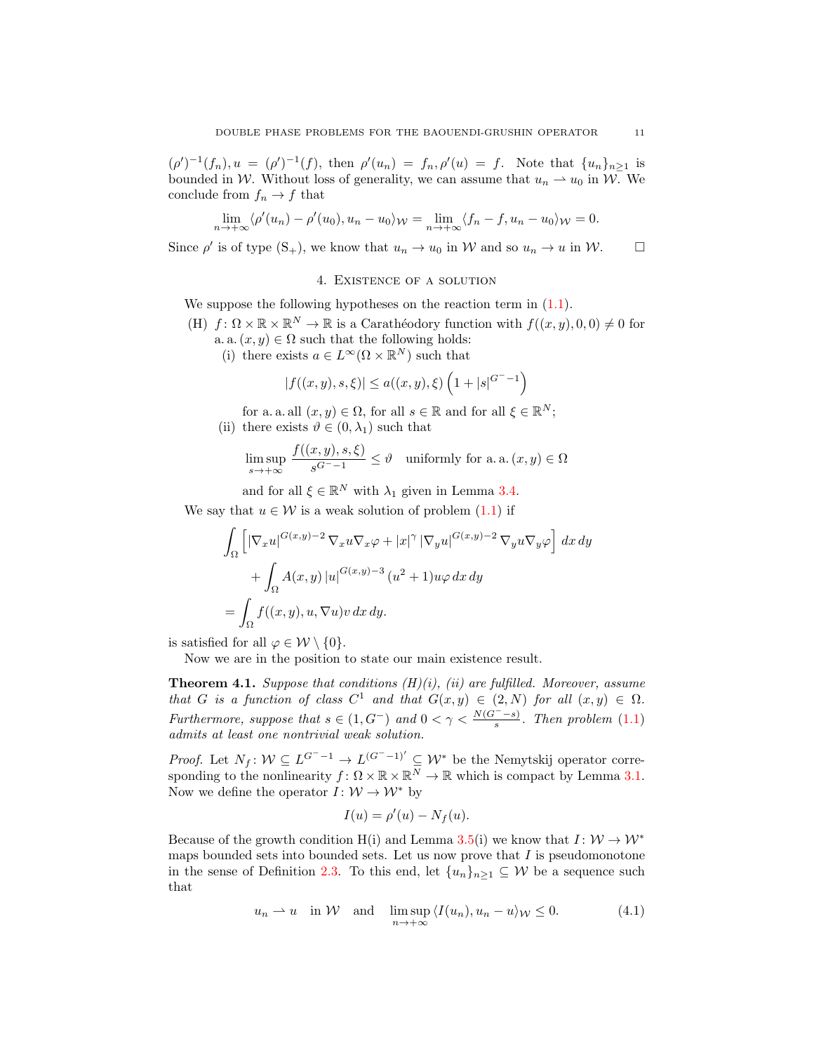$(\rho')^{-1}(f_n), u = (\rho')^{-1}(f)$, then $\rho'(u_n) = f_n, \rho'(u) = f$. Note that $\{u_n\}_{n\geq 1}$ is bounded in $\mathcal{W}$. Without loss of generality, we can assume that $u_n \rightharpoonup u_0$ in $\mathcal{W}$. We conclude from $f_n \to f$ that

$$\lim_{n\to+\infty} \langle \rho'(u_n) - \rho'(u_0), u_n - u_0\rangle_{\mathcal{W}} = \lim_{n\to+\infty} \langle f_n - f, u_n - u_0\rangle_{\mathcal{W}} = 0.$$

Since $\rho'$ is of type $(\mathrm{S}_+)$, we know that $u_n \to u_0$ in $\mathcal{W}$ and so $u_n \to u$ in $\mathcal{W}$. □

## 4. Existence of a solution

We suppose the following hypotheses on the reaction term in (1.1).

(H) $f\colon \Omega \times \mathbb{R} \times \mathbb{R}^N \to \mathbb{R}$ is a Carathéodory function with $f((x,y),0,0) \neq 0$ for a. a. $(x,y) \in \Omega$ such that the following holds:

(i) there exists $a \in L^\infty(\Omega \times \mathbb{R}^N)$ such that

$$|f((x,y),s,\xi)| \leq a((x,y),\xi)\left(1 + |s|^{G^- - 1}\right)$$

for a. a. all $(x,y) \in \Omega$, for all $s \in \mathbb{R}$ and for all $\xi \in \mathbb{R}^N$;

(ii) there exists $\vartheta \in (0, \lambda_1)$ such that

$$\limsup_{s\to+\infty} \frac{f((x,y),s,\xi)}{s^{G^- - 1}} \leq \vartheta \quad \text{uniformly for a. a. } (x,y) \in \Omega$$

and for all $\xi \in \mathbb{R}^N$ with $\lambda_1$ given in Lemma 3.4.

We say that $u \in \mathcal{W}$ is a weak solution of problem (1.1) if

$$\begin{aligned}
&\int_\Omega \left[ |\nabla_x u|^{G(x,y)-2} \nabla_x u \nabla_x \varphi + |x|^\gamma |\nabla_y u|^{G(x,y)-2} \nabla_y u \nabla_y \varphi \right] dx\, dy \\
&\qquad + \int_\Omega A(x,y)\, |u|^{G(x,y)-3} (u^2+1) u \varphi \, dx\, dy \\
&= \int_\Omega f((x,y),u,\nabla u) v \, dx\, dy.
\end{aligned}$$

is satisfied for all $\varphi \in \mathcal{W} \setminus \{0\}$.

Now we are in the position to state our main existence result.

**Theorem 4.1.** *Suppose that conditions (H)(i), (ii) are fulfilled. Moreover, assume that $G$ is a function of class $C^1$ and that $G(x,y) \in (2,N)$ for all $(x,y) \in \Omega$. Furthermore, suppose that $s \in (1, G^-)$ and $0 < \gamma < \frac{N(G^- - s)}{s}$. Then problem (1.1) admits at least one nontrivial weak solution.*

*Proof.* Let $N_f\colon \mathcal{W} \subseteq L^{G^- - 1} \to L^{(G^- - 1)'} \subseteq \mathcal{W}^*$ be the Nemytskij operator corresponding to the nonlinearity $f\colon \Omega \times \mathbb{R} \times \mathbb{R}^N \to \mathbb{R}$ which is compact by Lemma 3.1. Now we define the operator $I\colon \mathcal{W} \to \mathcal{W}^*$ by

$$I(u) = \rho'(u) - N_f(u).$$

Because of the growth condition H(i) and Lemma 3.5(i) we know that $I\colon \mathcal{W} \to \mathcal{W}^*$ maps bounded sets into bounded sets. Let us now prove that $I$ is pseudomonotone in the sense of Definition 2.3. To this end, let $\{u_n\}_{n\geq 1} \subseteq \mathcal{W}$ be a sequence such that

$$u_n \rightharpoonup u \quad \text{in } \mathcal{W} \quad \text{and} \quad \limsup_{n\to+\infty} \langle I(u_n), u_n - u\rangle_{\mathcal{W}} \leq 0. \tag{4.1}$$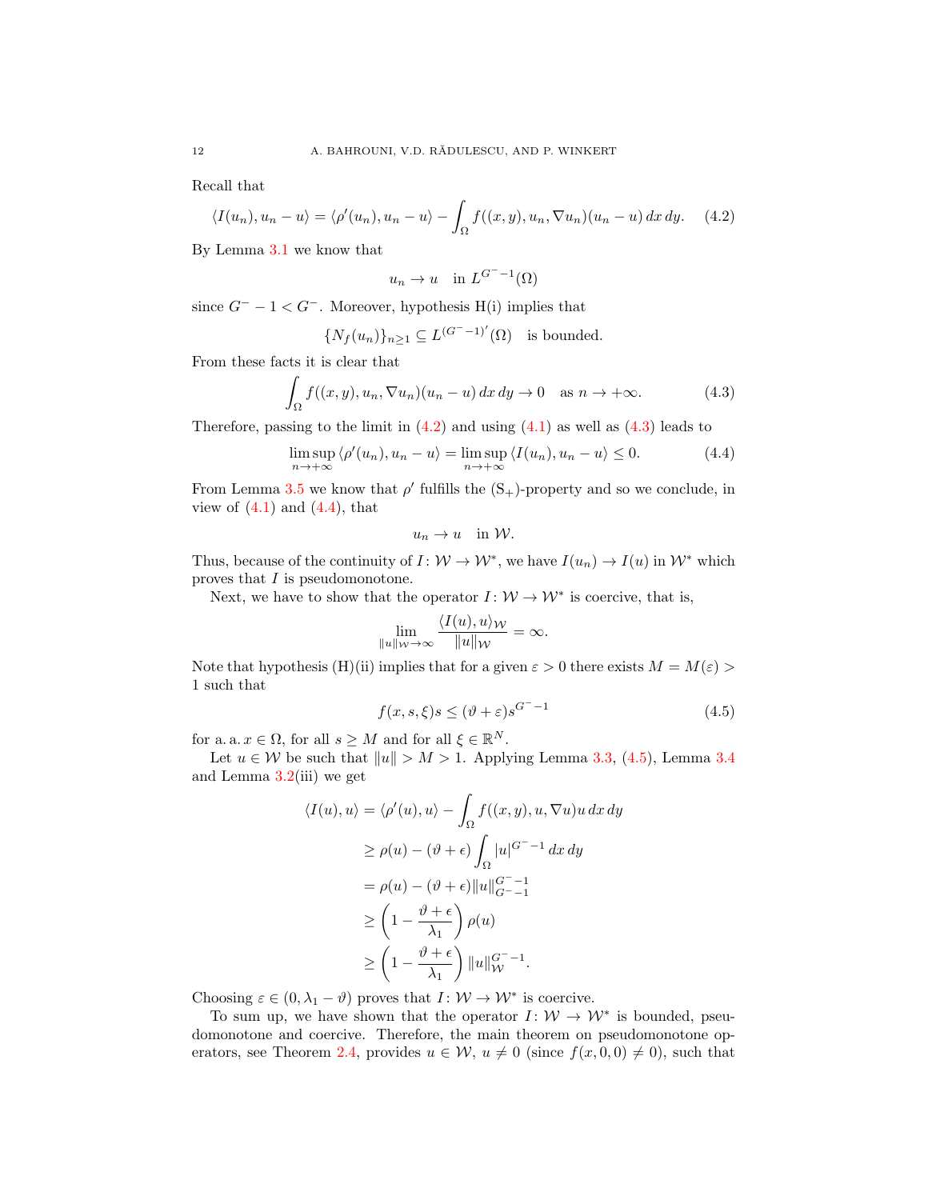Recall that

$$\langle I(u_n), u_n - u\rangle = \langle \rho'(u_n), u_n - u\rangle - \int_\Omega f((x,y), u_n, \nabla u_n)(u_n - u)\, dx\, dy. \qquad (4.2)$$

By Lemma 3.1 we know that

$$u_n \to u \quad \text{in } L^{G^- - 1}(\Omega)$$

since $G^- - 1 < G^-$. Moreover, hypothesis H(i) implies that

$$\{N_f(u_n)\}_{n\geq 1} \subseteq L^{(G^- -1)'}(\Omega) \quad \text{is bounded.}$$

From these facts it is clear that

$$\int_\Omega f((x,y), u_n, \nabla u_n)(u_n - u)\, dx\, dy \to 0 \quad \text{as } n \to +\infty. \qquad (4.3)$$

Therefore, passing to the limit in (4.2) and using (4.1) as well as (4.3) leads to

$$\limsup_{n\to+\infty} \langle \rho'(u_n), u_n - u\rangle = \limsup_{n\to+\infty} \langle I(u_n), u_n - u\rangle \leq 0. \qquad (4.4)$$

From Lemma 3.5 we know that $\rho'$ fulfills the $(\mathrm{S}_+)$-property and so we conclude, in view of (4.1) and (4.4), that

$$u_n \to u \quad \text{in } \mathcal{W}.$$

Thus, because of the continuity of $I\colon \mathcal{W} \to \mathcal{W}^*$, we have $I(u_n) \to I(u)$ in $\mathcal{W}^*$ which proves that $I$ is pseudomonotone.

Next, we have to show that the operator $I\colon \mathcal{W} \to \mathcal{W}^*$ is coercive, that is,

$$\lim_{\|u\|_\mathcal{W} \to \infty} \frac{\langle I(u), u\rangle_\mathcal{W}}{\|u\|_\mathcal{W}} = \infty.$$

Note that hypothesis (H)(ii) implies that for a given $\varepsilon > 0$ there exists $M = M(\varepsilon) > 1$ such that

$$f(x,s,\xi)s \leq (\vartheta + \varepsilon)s^{G^- - 1} \qquad (4.5)$$

for a. a. $x \in \Omega$, for all $s \geq M$ and for all $\xi \in \mathbb{R}^N$.

Let $u \in \mathcal{W}$ be such that $\|u\| > M > 1$. Applying Lemma 3.3, (4.5), Lemma 3.4 and Lemma 3.2(iii) we get

$$\begin{aligned}
\langle I(u), u\rangle &= \langle \rho'(u), u\rangle - \int_\Omega f((x,y), u, \nabla u)u\, dx\, dy \\
&\geq \rho(u) - (\vartheta + \epsilon)\int_\Omega |u|^{G^- - 1}\, dx\, dy \\
&= \rho(u) - (\vartheta + \epsilon)\|u\|_{G^- -1}^{G^- - 1} \\
&\geq \left(1 - \frac{\vartheta + \epsilon}{\lambda_1}\right)\rho(u) \\
&\geq \left(1 - \frac{\vartheta + \epsilon}{\lambda_1}\right)\|u\|_\mathcal{W}^{G^- - 1}.
\end{aligned}$$

Choosing $\varepsilon \in (0, \lambda_1 - \vartheta)$ proves that $I\colon \mathcal{W} \to \mathcal{W}^*$ is coercive.

To sum up, we have shown that the operator $I\colon \mathcal{W} \to \mathcal{W}^*$ is bounded, pseudomonotone and coercive. Therefore, the main theorem on pseudomonotone operators, see Theorem 2.4, provides $u \in \mathcal{W}$, $u \neq 0$ (since $f(x,0,0) \neq 0$), such that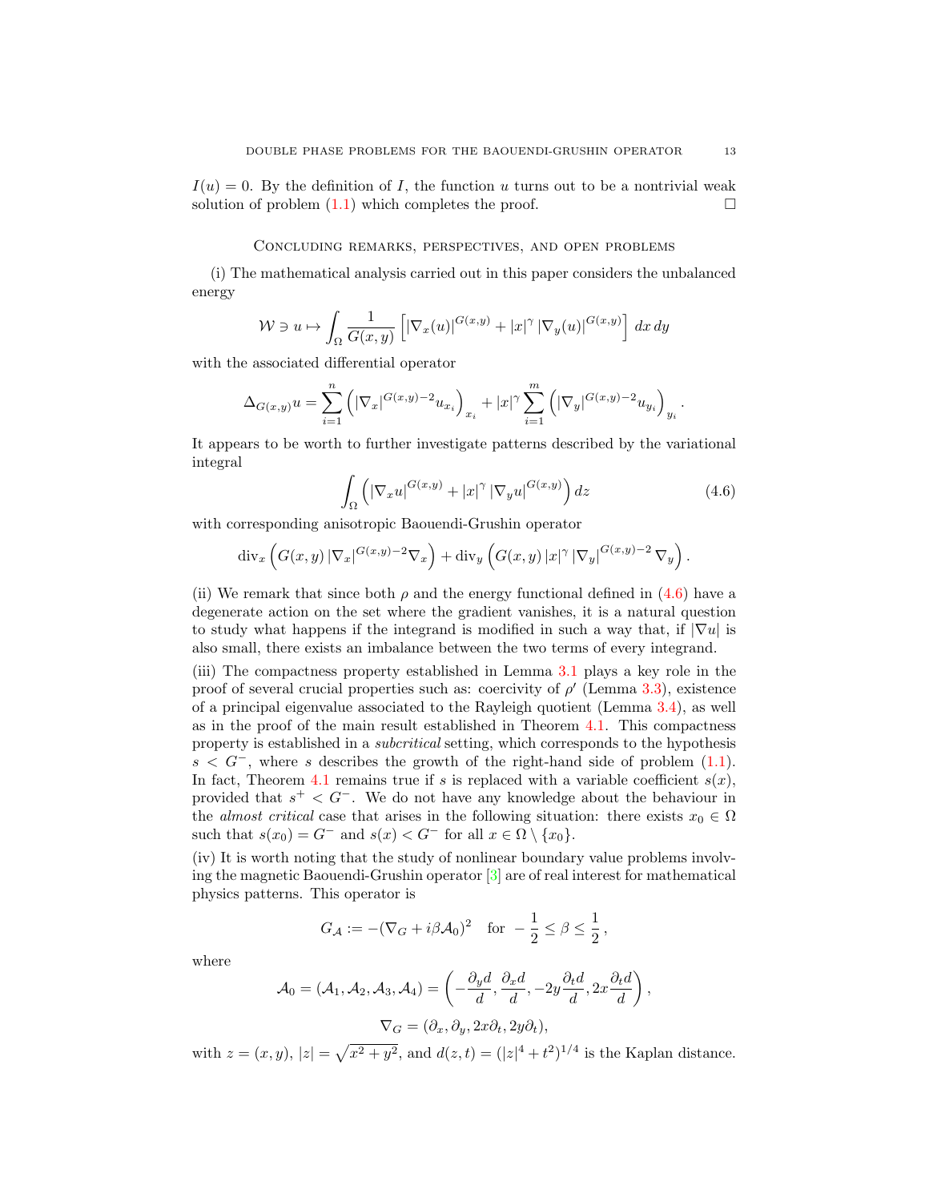$I(u) = 0$. By the definition of $I$, the function $u$ turns out to be a nontrivial weak solution of problem (1.1) which completes the proof. $\square$

## Concluding remarks, perspectives, and open problems

(i) The mathematical analysis carried out in this paper considers the unbalanced energy

$$\mathcal{W} \ni u \mapsto \int_\Omega \frac{1}{G(x,y)} \left[ |\nabla_x(u)|^{G(x,y)} + |x|^\gamma \, |\nabla_y(u)|^{G(x,y)} \right] dx\, dy$$

with the associated differential operator

$$\Delta_{G(x,y)} u = \sum_{i=1}^{n} \left( |\nabla_x|^{G(x,y)-2} u_{x_i} \right)_{x_i} + |x|^\gamma \sum_{i=1}^{m} \left( |\nabla_y|^{G(x,y)-2} u_{y_i} \right)_{y_i}.$$

It appears to be worth to further investigate patterns described by the variational integral

$$\int_\Omega \left( |\nabla_x u|^{G(x,y)} + |x|^\gamma \, |\nabla_y u|^{G(x,y)} \right) dz \tag{4.6}$$

with corresponding anisotropic Baouendi-Grushin operator

$$\operatorname{div}_x \left( G(x,y) \, |\nabla_x|^{G(x,y)-2} \nabla_x \right) + \operatorname{div}_y \left( G(x,y) \, |x|^\gamma \, |\nabla_y|^{G(x,y)-2} \, \nabla_y \right).$$

(ii) We remark that since both $\rho$ and the energy functional defined in (4.6) have a degenerate action on the set where the gradient vanishes, it is a natural question to study what happens if the integrand is modified in such a way that, if $|\nabla u|$ is also small, there exists an imbalance between the two terms of every integrand.

(iii) The compactness property established in Lemma 3.1 plays a key role in the proof of several crucial properties such as: coercivity of $\rho'$ (Lemma 3.3), existence of a principal eigenvalue associated to the Rayleigh quotient (Lemma 3.4), as well as in the proof of the main result established in Theorem 4.1. This compactness property is established in a *subcritical* setting, which corresponds to the hypothesis $s < G^-$, where $s$ describes the growth of the right-hand side of problem (1.1). In fact, Theorem 4.1 remains true if $s$ is replaced with a variable coefficient $s(x)$, provided that $s^+ < G^-$. We do not have any knowledge about the behaviour in the *almost critical* case that arises in the following situation: there exists $x_0 \in \Omega$ such that $s(x_0) = G^-$ and $s(x) < G^-$ for all $x \in \Omega \setminus \{x_0\}$.

(iv) It is worth noting that the study of nonlinear boundary value problems involving the magnetic Baouendi-Grushin operator [3] are of real interest for mathematical physics patterns. This operator is

$$G_{\mathcal{A}} := -(\nabla_G + i\beta \mathcal{A}_0)^2 \quad \text{for } -\frac{1}{2} \le \beta \le \frac{1}{2},$$

where

$$\mathcal{A}_0 = (\mathcal{A}_1, \mathcal{A}_2, \mathcal{A}_3, \mathcal{A}_4) = \left( -\frac{\partial_y d}{d}, \frac{\partial_x d}{d}, -2y\frac{\partial_t d}{d}, 2x\frac{\partial_t d}{d} \right),$$

$$\nabla_G = (\partial_x, \partial_y, 2x\partial_t, 2y\partial_t),$$

with $z = (x,y)$, $|z| = \sqrt{x^2 + y^2}$, and $d(z,t) = (|z|^4 + t^2)^{1/4}$ is the Kaplan distance.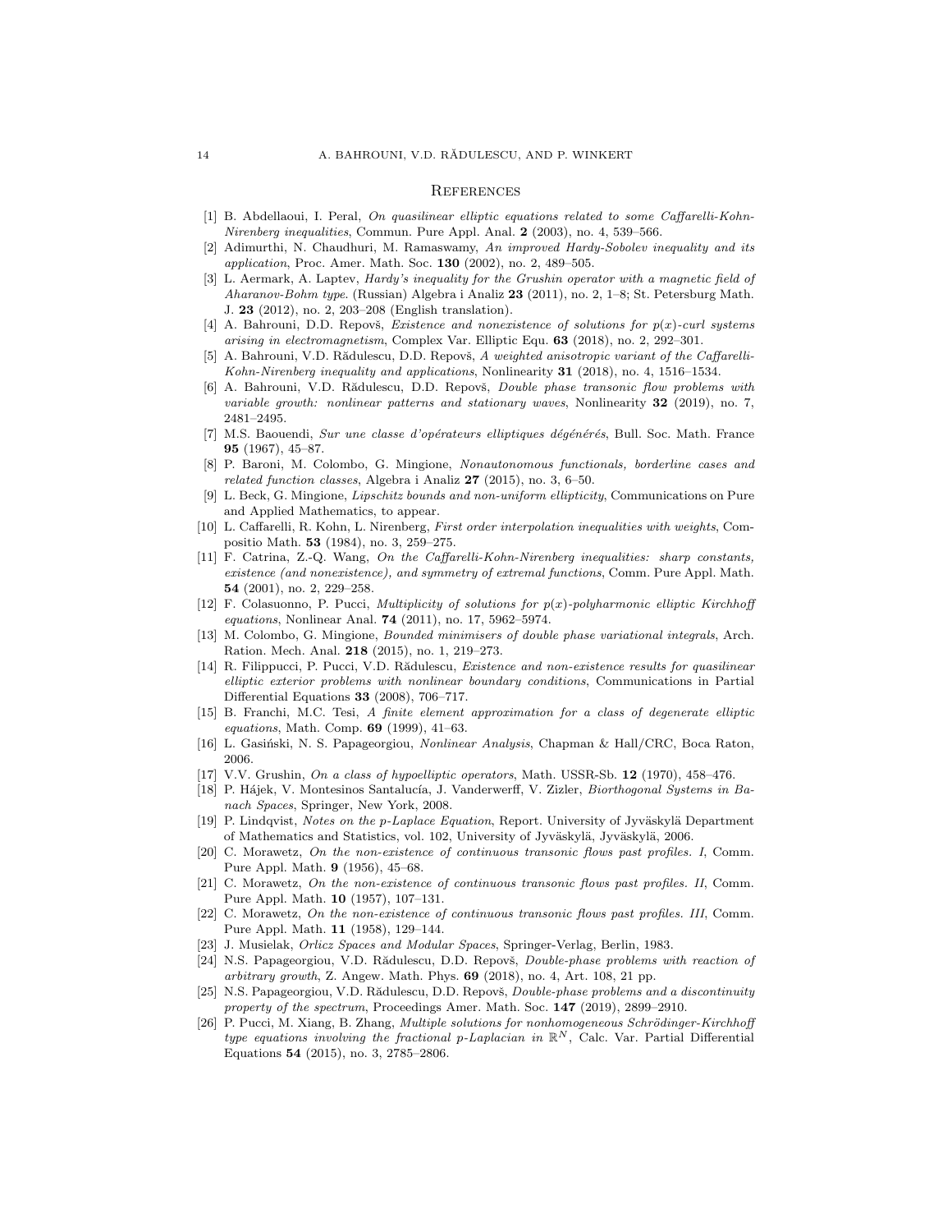## References

[1] B. Abdellaoui, I. Peral, *On quasilinear elliptic equations related to some Caffarelli-Kohn-Nirenberg inequalities*, Commun. Pure Appl. Anal. **2** (2003), no. 4, 539–566.

[2] Adimurthi, N. Chaudhuri, M. Ramaswamy, *An improved Hardy-Sobolev inequality and its application*, Proc. Amer. Math. Soc. **130** (2002), no. 2, 489–505.

[3] L. Aermark, A. Laptev, *Hardy's inequality for the Grushin operator with a magnetic field of Aharanov-Bohm type.* (Russian) Algebra i Analiz **23** (2011), no. 2, 1–8; St. Petersburg Math. J. **23** (2012), no. 2, 203–208 (English translation).

[4] A. Bahrouni, D.D. Repovš, *Existence and nonexistence of solutions for $p(x)$-curl systems arising in electromagnetism*, Complex Var. Elliptic Equ. **63** (2018), no. 2, 292–301.

[5] A. Bahrouni, V.D. Rădulescu, D.D. Repovš, *A weighted anisotropic variant of the Caffarelli-Kohn-Nirenberg inequality and applications*, Nonlinearity **31** (2018), no. 4, 1516–1534.

[6] A. Bahrouni, V.D. Rădulescu, D.D. Repovš, *Double phase transonic flow problems with variable growth: nonlinear patterns and stationary waves*, Nonlinearity **32** (2019), no. 7, 2481–2495.

[7] M.S. Baouendi, *Sur une classe d'opérateurs elliptiques dégénérés*, Bull. Soc. Math. France **95** (1967), 45–87.

[8] P. Baroni, M. Colombo, G. Mingione, *Nonautonomous functionals, borderline cases and related function classes*, Algebra i Analiz **27** (2015), no. 3, 6–50.

[9] L. Beck, G. Mingione, *Lipschitz bounds and non-uniform ellipticity*, Communications on Pure and Applied Mathematics, to appear.

[10] L. Caffarelli, R. Kohn, L. Nirenberg, *First order interpolation inequalities with weights*, Compositio Math. **53** (1984), no. 3, 259–275.

[11] F. Catrina, Z.-Q. Wang, *On the Caffarelli-Kohn-Nirenberg inequalities: sharp constants, existence (and nonexistence), and symmetry of extremal functions*, Comm. Pure Appl. Math. **54** (2001), no. 2, 229–258.

[12] F. Colasuonno, P. Pucci, *Multiplicity of solutions for $p(x)$-polyharmonic elliptic Kirchhoff equations*, Nonlinear Anal. **74** (2011), no. 17, 5962–5974.

[13] M. Colombo, G. Mingione, *Bounded minimisers of double phase variational integrals*, Arch. Ration. Mech. Anal. **218** (2015), no. 1, 219–273.

[14] R. Filippucci, P. Pucci, V.D. Rădulescu, *Existence and non-existence results for quasilinear elliptic exterior problems with nonlinear boundary conditions*, Communications in Partial Differential Equations **33** (2008), 706–717.

[15] B. Franchi, M.C. Tesi, *A finite element approximation for a class of degenerate elliptic equations*, Math. Comp. **69** (1999), 41–63.

[16] L. Gasiński, N. S. Papageorgiou, *Nonlinear Analysis*, Chapman & Hall/CRC, Boca Raton, 2006.

[17] V.V. Grushin, *On a class of hypoelliptic operators*, Math. USSR-Sb. **12** (1970), 458–476.

[18] P. Hájek, V. Montesinos Santalucía, J. Vanderwerff, V. Zizler, *Biorthogonal Systems in Banach Spaces*, Springer, New York, 2008.

[19] P. Lindqvist, *Notes on the p-Laplace Equation*, Report. University of Jyväskylä Department of Mathematics and Statistics, vol. 102, University of Jyväskylä, Jyväskylä, 2006.

[20] C. Morawetz, *On the non-existence of continuous transonic flows past profiles. I*, Comm. Pure Appl. Math. **9** (1956), 45–68.

[21] C. Morawetz, *On the non-existence of continuous transonic flows past profiles. II*, Comm. Pure Appl. Math. **10** (1957), 107–131.

[22] C. Morawetz, *On the non-existence of continuous transonic flows past profiles. III*, Comm. Pure Appl. Math. **11** (1958), 129–144.

[23] J. Musielak, *Orlicz Spaces and Modular Spaces*, Springer-Verlag, Berlin, 1983.

[24] N.S. Papageorgiou, V.D. Rădulescu, D.D. Repovš, *Double-phase problems with reaction of arbitrary growth*, Z. Angew. Math. Phys. **69** (2018), no. 4, Art. 108, 21 pp.

[25] N.S. Papageorgiou, V.D. Rădulescu, D.D. Repovš, *Double-phase problems and a discontinuity property of the spectrum*, Proceedings Amer. Math. Soc. **147** (2019), 2899–2910.

[26] P. Pucci, M. Xiang, B. Zhang, *Multiple solutions for nonhomogeneous Schrödinger-Kirchhoff type equations involving the fractional p-Laplacian in $\mathbb{R}^N$*, Calc. Var. Partial Differential Equations **54** (2015), no. 3, 2785–2806.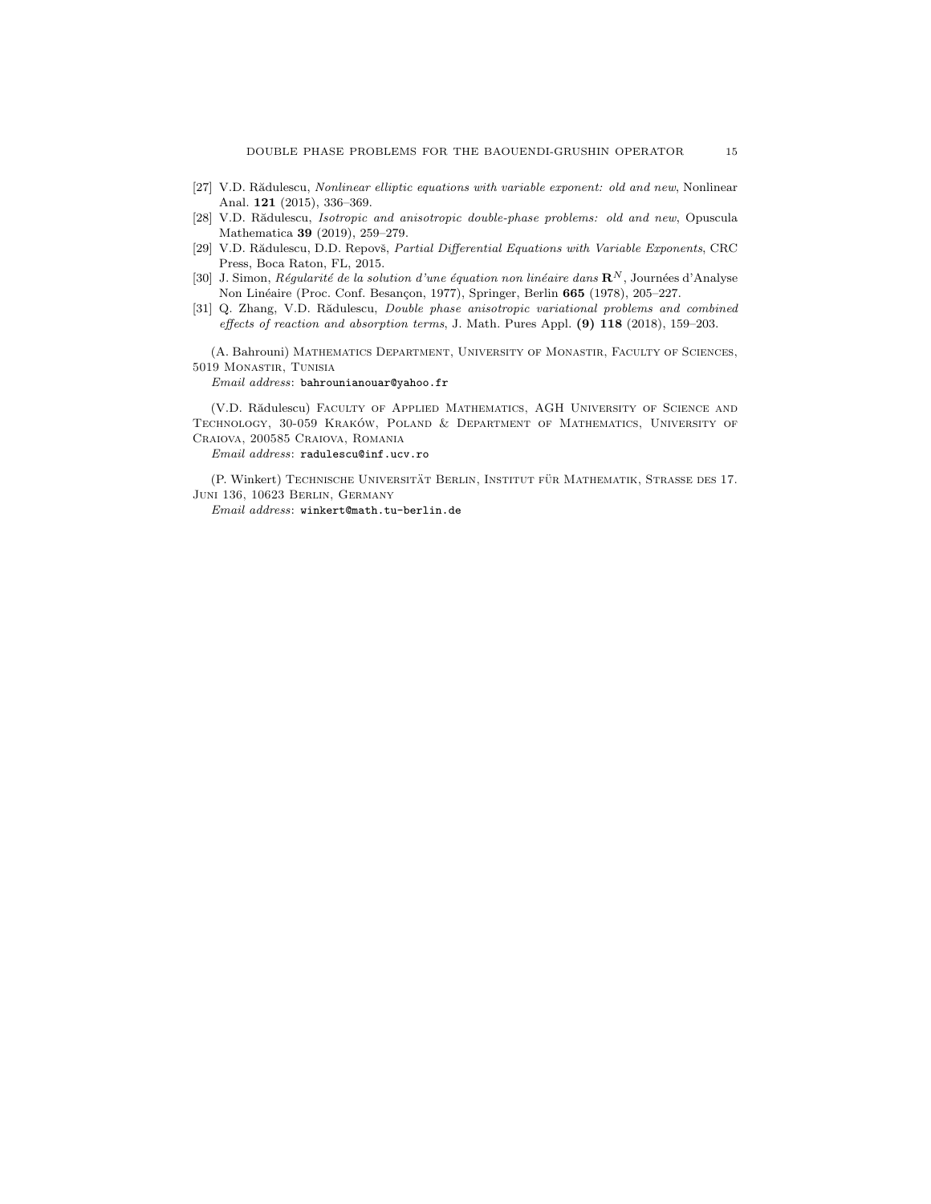[27] V.D. Rădulescu, *Nonlinear elliptic equations with variable exponent: old and new*, Nonlinear Anal. **121** (2015), 336–369.

[28] V.D. Rădulescu, *Isotropic and anisotropic double-phase problems: old and new*, Opuscula Mathematica **39** (2019), 259–279.

[29] V.D. Rădulescu, D.D. Repovš, *Partial Differential Equations with Variable Exponents*, CRC Press, Boca Raton, FL, 2015.

[30] J. Simon, *Régularité de la solution d'une équation non linéaire dans* $\mathbf{R}^N$, Journées d'Analyse Non Linéaire (Proc. Conf. Besançon, 1977), Springer, Berlin **665** (1978), 205–227.

[31] Q. Zhang, V.D. Rădulescu, *Double phase anisotropic variational problems and combined effects of reaction and absorption terms*, J. Math. Pures Appl. **(9) 118** (2018), 159–203.

(A. Bahrouni) Mathematics Department, University of Monastir, Faculty of Sciences, 5019 Monastir, Tunisia

*Email address*: bahrounianouar@yahoo.fr

(V.D. Rădulescu) Faculty of Applied Mathematics, AGH University of Science and Technology, 30-059 Kraków, Poland & Department of Mathematics, University of Craiova, 200585 Craiova, Romania

*Email address*: radulescu@inf.ucv.ro

(P. Winkert) Technische Universität Berlin, Institut für Mathematik, Strasse des 17. Juni 136, 10623 Berlin, Germany

*Email address*: winkert@math.tu-berlin.de